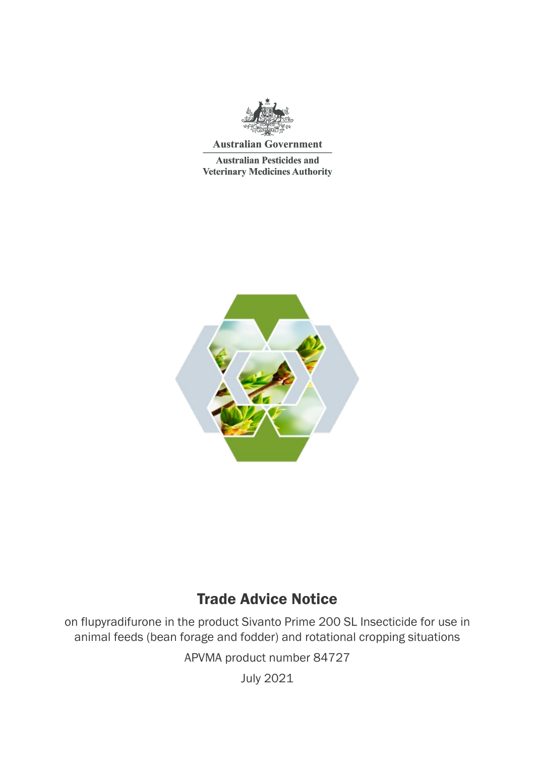Australian Government

Australian Pesticides and Veterinary Medicines Authority

# Trade Advice Notice

on flupyradifurone in the product Sivanto Prime 200 SL Insecticide for use in animal feeds (bean forage and fodder) and rotational cropping situations

APVMA product number 84727

July 2021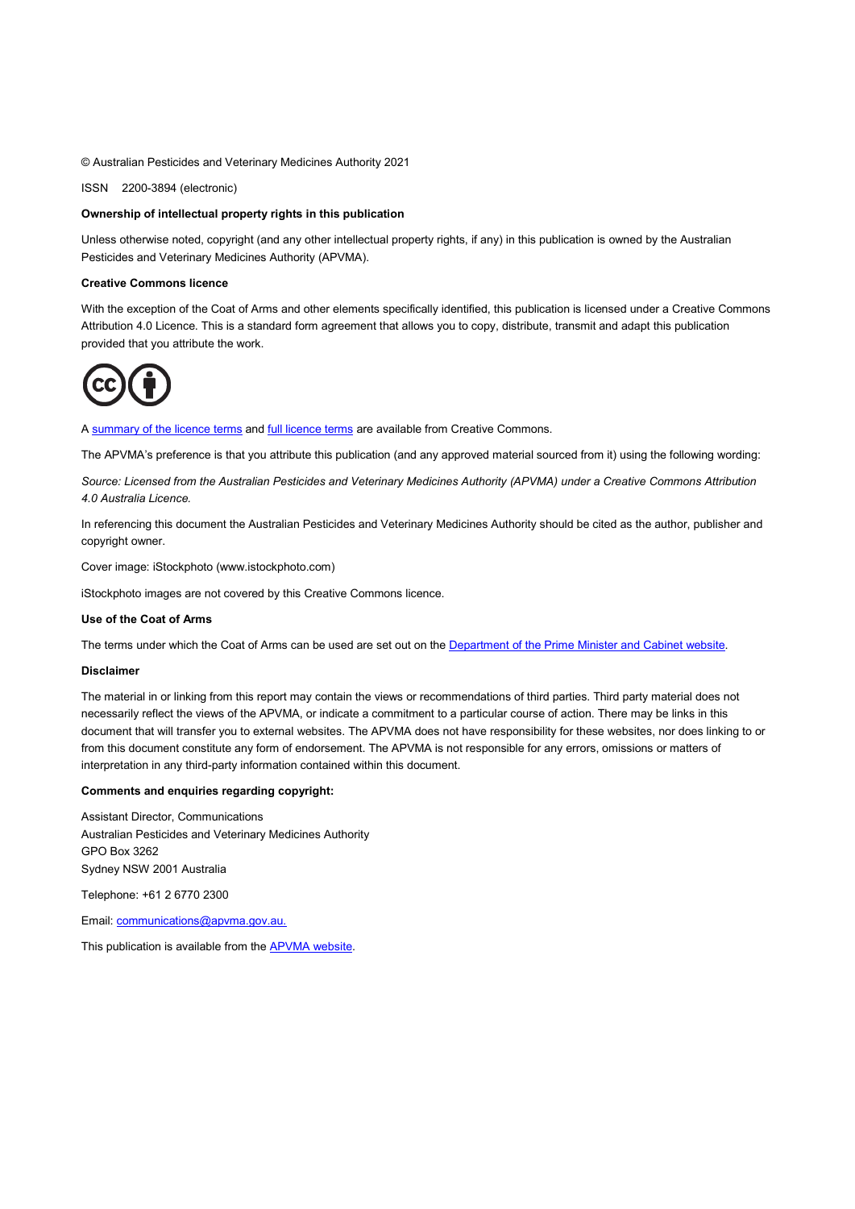© Australian Pesticides and Veterinary Medicines Authority 2021

ISSN 2200-3894 (electronic)

**Ownership of intellectual property rights in this publication**

Unless otherwise noted, copyright (and any other intellectual property rights, if any) in this publication is owned by the Australian Pesticides and Veterinary Medicines Authority (APVMA).

**Creative Commons licence**

With the exception of the Coat of Arms and other elements specifically identified, this publication is licensed under a Creative Commons Attribution 4.0 Licence. This is a standard form agreement that allows you to copy, distribute, transmit and adapt this publication provided that you attribute the work.

A summary of the licence terms and full licence terms are available from Creative Commons.

The APVMA's preference is that you attribute this publication (and any approved material sourced from it) using the following wording:

*Source: Licensed from the Australian Pesticides and Veterinary Medicines Authority (APVMA) under a Creative Commons Attribution 4.0 Australia Licence.*

In referencing this document the Australian Pesticides and Veterinary Medicines Authority should be cited as the author, publisher and copyright owner.

Cover image: iStockphoto (www.istockphoto.com)

iStockphoto images are not covered by this Creative Commons licence.

**Use of the Coat of Arms**

The terms under which the Coat of Arms can be used are set out on the Department of the Prime Minister and Cabinet website.

**Disclaimer**

The material in or linking from this report may contain the views or recommendations of third parties. Third party material does not necessarily reflect the views of the APVMA, or indicate a commitment to a particular course of action. There may be links in this document that will transfer you to external websites. The APVMA does not have responsibility for these websites, nor does linking to or from this document constitute any form of endorsement. The APVMA is not responsible for any errors, omissions or matters of interpretation in any third-party information contained within this document.

**Comments and enquiries regarding copyright:**

Assistant Director, Communications
Australian Pesticides and Veterinary Medicines Authority
GPO Box 3262
Sydney NSW 2001 Australia

Telephone: +61 2 6770 2300

Email: communications@apvma.gov.au.

This publication is available from the APVMA website.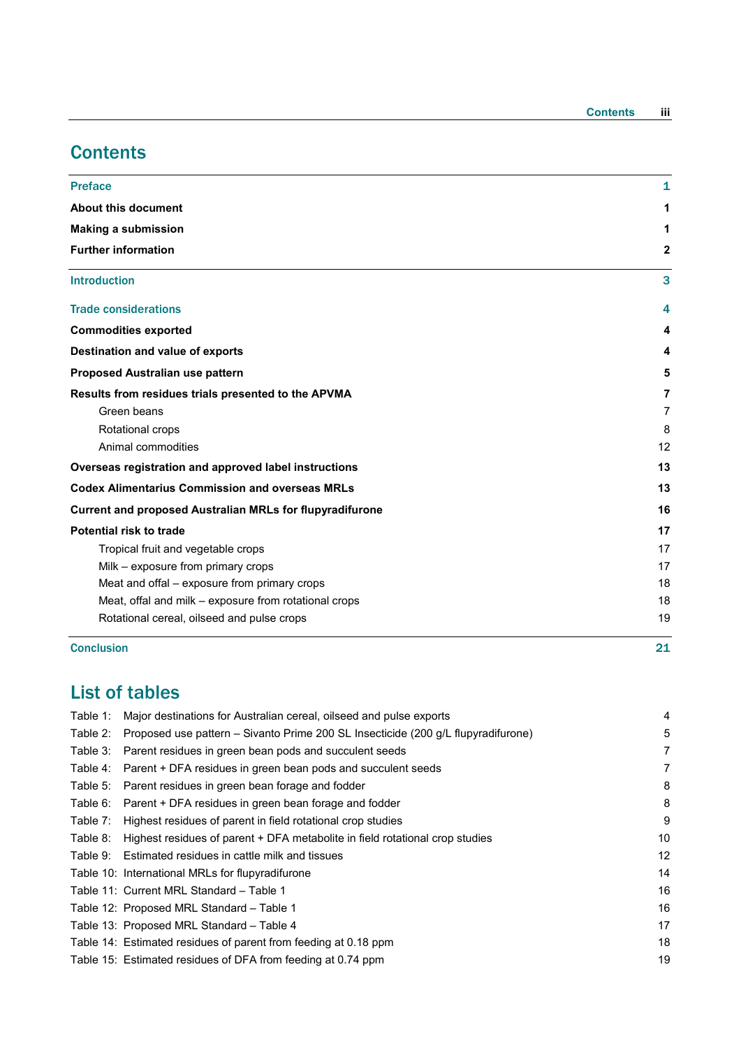# Contents

| | |
|---|---|
| **Preface** | **1** |
| **About this document** | **1** |
| **Making a submission** | **1** |
| **Further information** | **2** |
| **Introduction** | **3** |
| **Trade considerations** | **4** |
| **Commodities exported** | **4** |
| **Destination and value of exports** | **4** |
| **Proposed Australian use pattern** | **5** |
| **Results from residues trials presented to the APVMA** | **7** |
| Green beans | 7 |
| Rotational crops | 8 |
| Animal commodities | 12 |
| **Overseas registration and approved label instructions** | **13** |
| **Codex Alimentarius Commission and overseas MRLs** | **13** |
| **Current and proposed Australian MRLs for flupyradifurone** | **16** |
| **Potential risk to trade** | **17** |
| Tropical fruit and vegetable crops | 17 |
| Milk – exposure from primary crops | 17 |
| Meat and offal – exposure from primary crops | 18 |
| Meat, offal and milk – exposure from rotational crops | 18 |
| Rotational cereal, oilseed and pulse crops | 19 |
| **Conclusion** | **21** |

# List of tables

| | | |
|---|---|---|
| Table 1: | Major destinations for Australian cereal, oilseed and pulse exports | 4 |
| Table 2: | Proposed use pattern – Sivanto Prime 200 SL Insecticide (200 g/L flupyradifurone) | 5 |
| Table 3: | Parent residues in green bean pods and succulent seeds | 7 |
| Table 4: | Parent + DFA residues in green bean pods and succulent seeds | 7 |
| Table 5: | Parent residues in green bean forage and fodder | 8 |
| Table 6: | Parent + DFA residues in green bean forage and fodder | 8 |
| Table 7: | Highest residues of parent in field rotational crop studies | 9 |
| Table 8: | Highest residues of parent + DFA metabolite in field rotational crop studies | 10 |
| Table 9: | Estimated residues in cattle milk and tissues | 12 |
| Table 10: | International MRLs for flupyradifurone | 14 |
| Table 11: | Current MRL Standard – Table 1 | 16 |
| Table 12: | Proposed MRL Standard – Table 1 | 16 |
| Table 13: | Proposed MRL Standard – Table 4 | 17 |
| Table 14: | Estimated residues of parent from feeding at 0.18 ppm | 18 |
| Table 15: | Estimated residues of DFA from feeding at 0.74 ppm | 19 |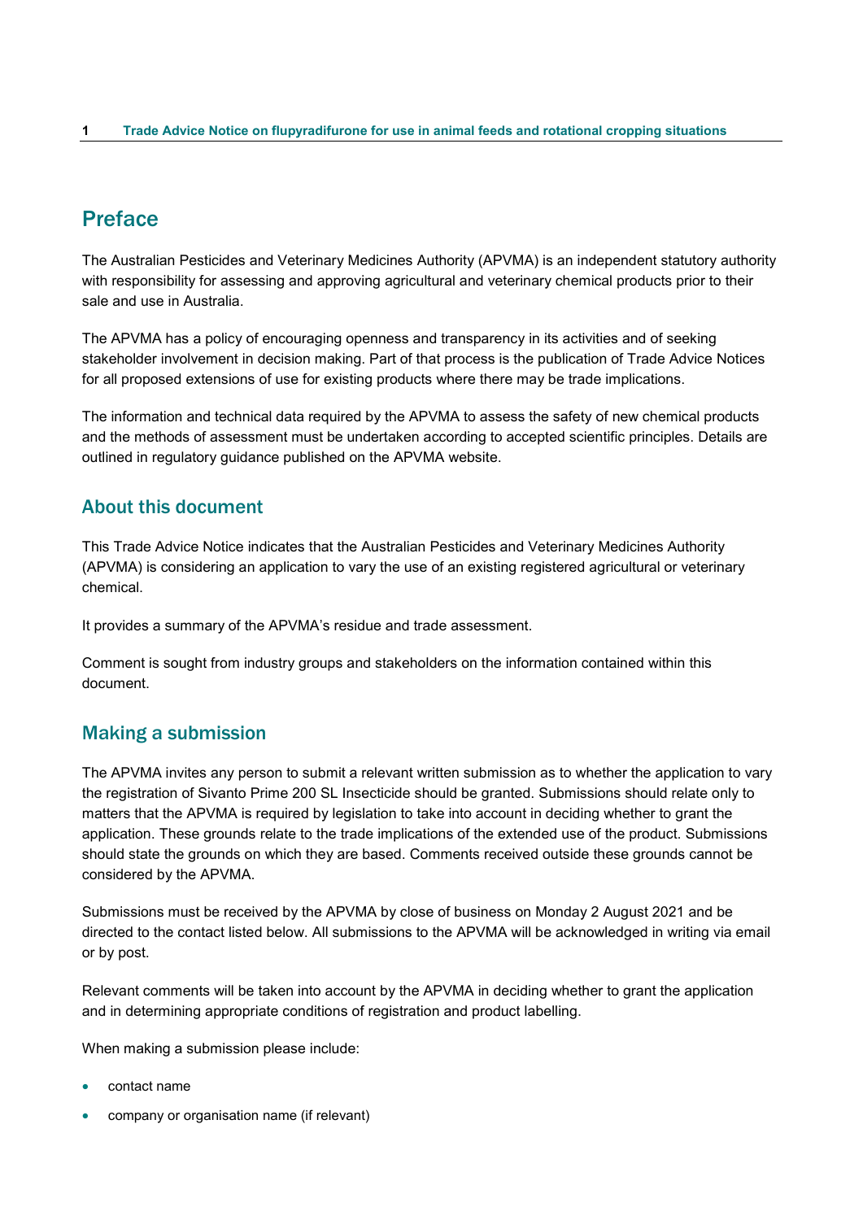## Preface

The Australian Pesticides and Veterinary Medicines Authority (APVMA) is an independent statutory authority with responsibility for assessing and approving agricultural and veterinary chemical products prior to their sale and use in Australia.

The APVMA has a policy of encouraging openness and transparency in its activities and of seeking stakeholder involvement in decision making. Part of that process is the publication of Trade Advice Notices for all proposed extensions of use for existing products where there may be trade implications.

The information and technical data required by the APVMA to assess the safety of new chemical products and the methods of assessment must be undertaken according to accepted scientific principles. Details are outlined in regulatory guidance published on the APVMA website.

### About this document

This Trade Advice Notice indicates that the Australian Pesticides and Veterinary Medicines Authority (APVMA) is considering an application to vary the use of an existing registered agricultural or veterinary chemical.

It provides a summary of the APVMA's residue and trade assessment.

Comment is sought from industry groups and stakeholders on the information contained within this document.

### Making a submission

The APVMA invites any person to submit a relevant written submission as to whether the application to vary the registration of Sivanto Prime 200 SL Insecticide should be granted. Submissions should relate only to matters that the APVMA is required by legislation to take into account in deciding whether to grant the application. These grounds relate to the trade implications of the extended use of the product. Submissions should state the grounds on which they are based. Comments received outside these grounds cannot be considered by the APVMA.

Submissions must be received by the APVMA by close of business on Monday 2 August 2021 and be directed to the contact listed below. All submissions to the APVMA will be acknowledged in writing via email or by post.

Relevant comments will be taken into account by the APVMA in deciding whether to grant the application and in determining appropriate conditions of registration and product labelling.

When making a submission please include:

- contact name
- company or organisation name (if relevant)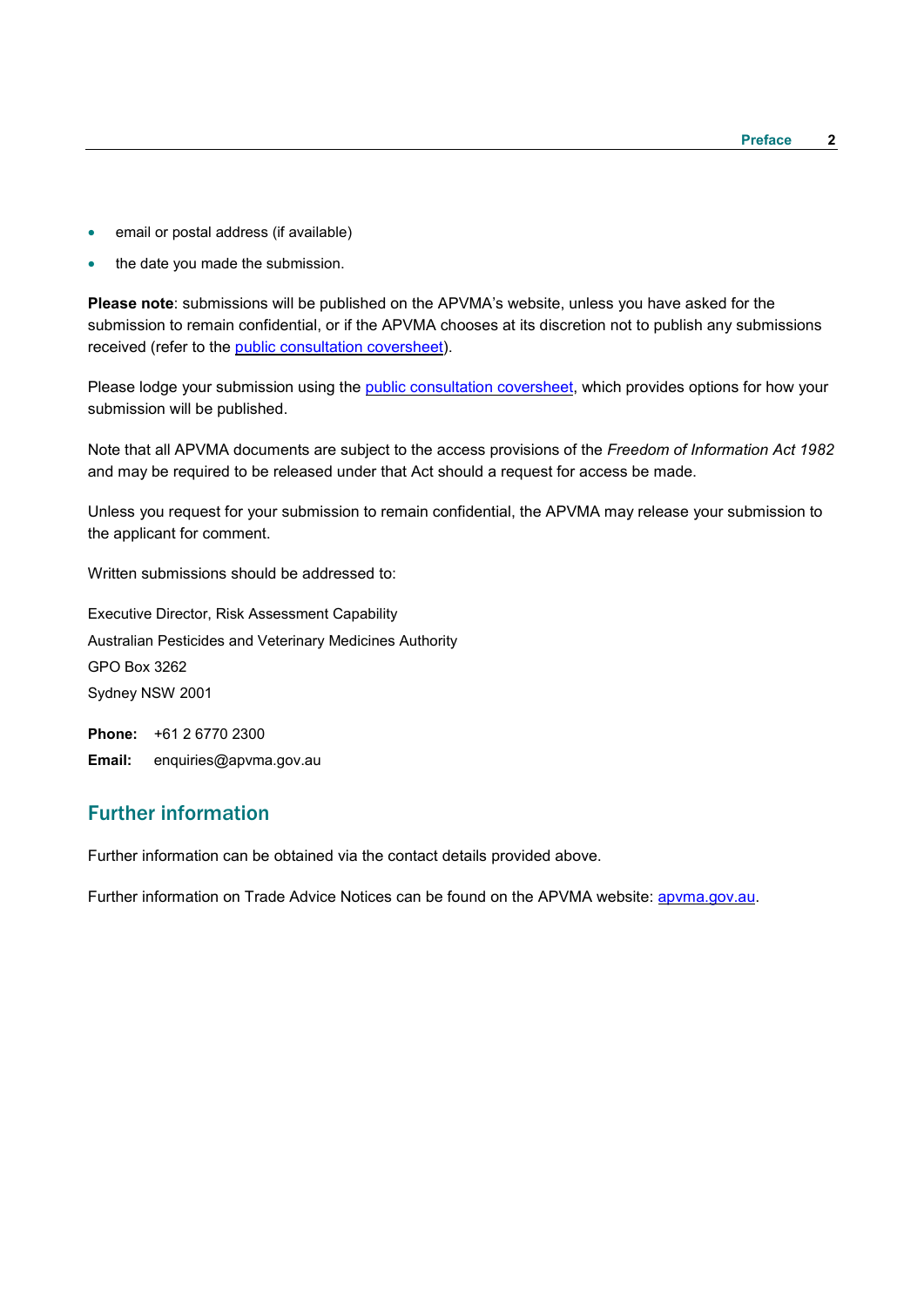- email or postal address (if available)
- the date you made the submission.

**Please note**: submissions will be published on the APVMA's website, unless you have asked for the submission to remain confidential, or if the APVMA chooses at its discretion not to publish any submissions received (refer to the public consultation coversheet).

Please lodge your submission using the public consultation coversheet, which provides options for how your submission will be published.

Note that all APVMA documents are subject to the access provisions of the *Freedom of Information Act 1982* and may be required to be released under that Act should a request for access be made.

Unless you request for your submission to remain confidential, the APVMA may release your submission to the applicant for comment.

Written submissions should be addressed to:

Executive Director, Risk Assessment Capability
Australian Pesticides and Veterinary Medicines Authority
GPO Box 3262
Sydney NSW 2001

**Phone:** +61 2 6770 2300
**Email:** enquiries@apvma.gov.au

## Further information

Further information can be obtained via the contact details provided above.

Further information on Trade Advice Notices can be found on the APVMA website: apvma.gov.au.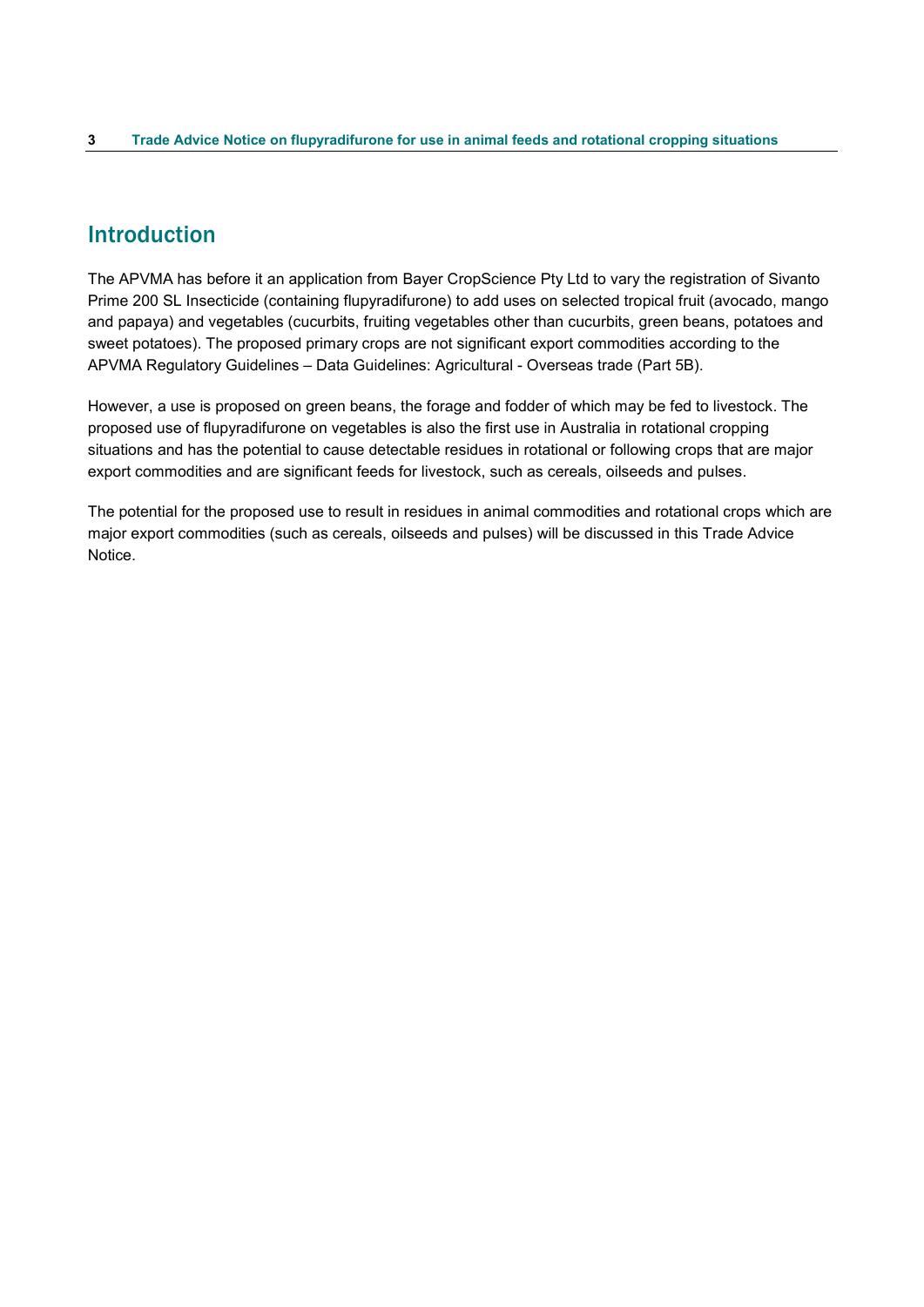## Introduction

The APVMA has before it an application from Bayer CropScience Pty Ltd to vary the registration of Sivanto Prime 200 SL Insecticide (containing flupyradifurone) to add uses on selected tropical fruit (avocado, mango and papaya) and vegetables (cucurbits, fruiting vegetables other than cucurbits, green beans, potatoes and sweet potatoes). The proposed primary crops are not significant export commodities according to the APVMA Regulatory Guidelines – Data Guidelines: Agricultural - Overseas trade (Part 5B).

However, a use is proposed on green beans, the forage and fodder of which may be fed to livestock. The proposed use of flupyradifurone on vegetables is also the first use in Australia in rotational cropping situations and has the potential to cause detectable residues in rotational or following crops that are major export commodities and are significant feeds for livestock, such as cereals, oilseeds and pulses.

The potential for the proposed use to result in residues in animal commodities and rotational crops which are major export commodities (such as cereals, oilseeds and pulses) will be discussed in this Trade Advice Notice.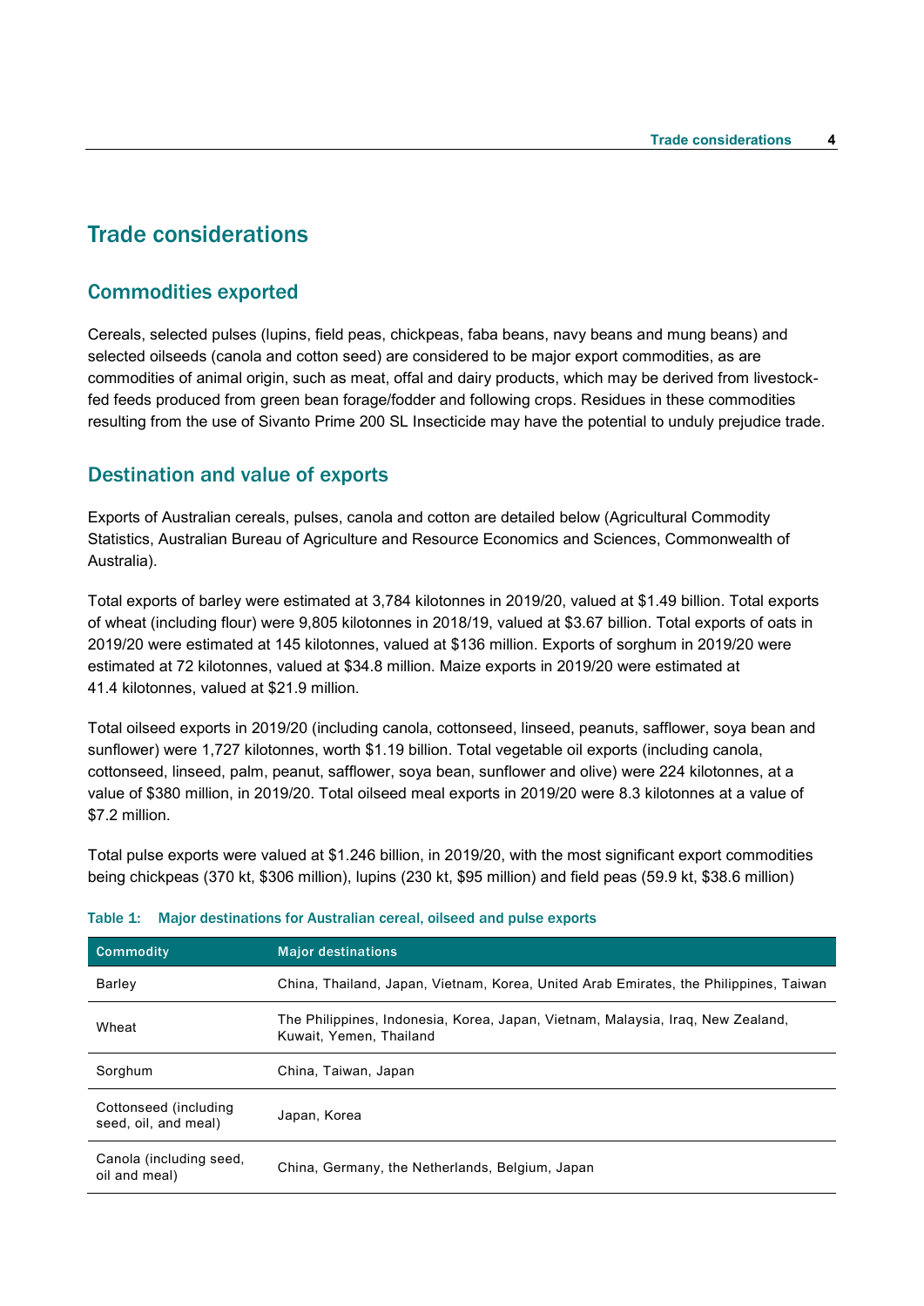# Trade considerations

## Commodities exported

Cereals, selected pulses (lupins, field peas, chickpeas, faba beans, navy beans and mung beans) and selected oilseeds (canola and cotton seed) are considered to be major export commodities, as are commodities of animal origin, such as meat, offal and dairy products, which may be derived from livestock-fed feeds produced from green bean forage/fodder and following crops. Residues in these commodities resulting from the use of Sivanto Prime 200 SL Insecticide may have the potential to unduly prejudice trade.

## Destination and value of exports

Exports of Australian cereals, pulses, canola and cotton are detailed below (Agricultural Commodity Statistics, Australian Bureau of Agriculture and Resource Economics and Sciences, Commonwealth of Australia).

Total exports of barley were estimated at 3,784 kilotonnes in 2019/20, valued at $1.49 billion. Total exports of wheat (including flour) were 9,805 kilotonnes in 2018/19, valued at $3.67 billion. Total exports of oats in 2019/20 were estimated at 145 kilotonnes, valued at $136 million. Exports of sorghum in 2019/20 were estimated at 72 kilotonnes, valued at $34.8 million. Maize exports in 2019/20 were estimated at 41.4 kilotonnes, valued at $21.9 million.

Total oilseed exports in 2019/20 (including canola, cottonseed, linseed, peanuts, safflower, soya bean and sunflower) were 1,727 kilotonnes, worth $1.19 billion. Total vegetable oil exports (including canola, cottonseed, linseed, palm, peanut, safflower, soya bean, sunflower and olive) were 224 kilotonnes, at a value of $380 million, in 2019/20. Total oilseed meal exports in 2019/20 were 8.3 kilotonnes at a value of $7.2 million.

Total pulse exports were valued at $1.246 billion, in 2019/20, with the most significant export commodities being chickpeas (370 kt, $306 million), lupins (230 kt, $95 million) and field peas (59.9 kt, $38.6 million)

Table 1: Major destinations for Australian cereal, oilseed and pulse exports

| Commodity | Major destinations |
|---|---|
| Barley | China, Thailand, Japan, Vietnam, Korea, United Arab Emirates, the Philippines, Taiwan |
| Wheat | The Philippines, Indonesia, Korea, Japan, Vietnam, Malaysia, Iraq, New Zealand, Kuwait, Yemen, Thailand |
| Sorghum | China, Taiwan, Japan |
| Cottonseed (including seed, oil, and meal) | Japan, Korea |
| Canola (including seed, oil and meal) | China, Germany, the Netherlands, Belgium, Japan |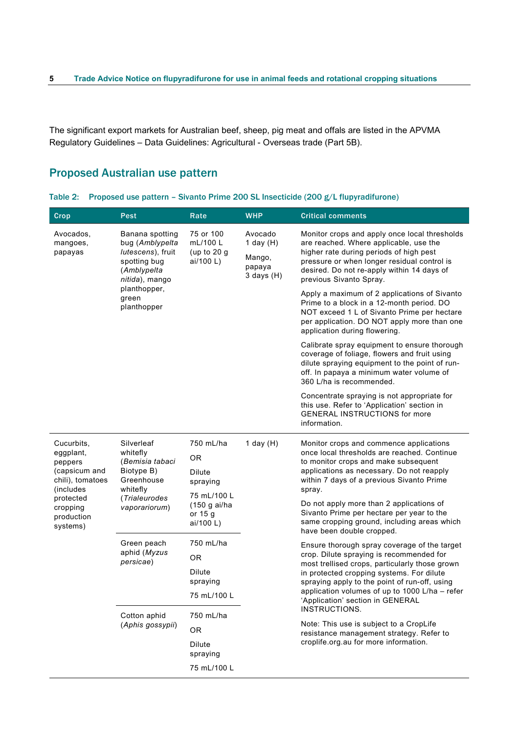The significant export markets for Australian beef, sheep, pig meat and offals are listed in the APVMA Regulatory Guidelines – Data Guidelines: Agricultural - Overseas trade (Part 5B).

## Proposed Australian use pattern

**Table 2: Proposed use pattern – Sivanto Prime 200 SL Insecticide (200 g/L flupyradifurone)**

| Crop | Pest | Rate | WHP | Critical comments |
|---|---|---|---|---|
| Avocados, mangoes, papayas | Banana spotting bug (*Amblypelta lutescens*), fruit spotting bug (*Amblypelta nitida*), mango planthopper, green planthopper | 75 or 100 mL/100 L (up to 20 g ai/100 L) | Avocado 1 day (H)<br><br>Mango, papaya 3 days (H) | Monitor crops and apply once local thresholds are reached. Where applicable, use the higher rate during periods of high pest pressure or when longer residual control is desired. Do not re-apply within 14 days of previous Sivanto Spray.<br><br>Apply a maximum of 2 applications of Sivanto Prime to a block in a 12-month period. DO NOT exceed 1 L of Sivanto Prime per hectare per application. DO NOT apply more than one application during flowering.<br><br>Calibrate spray equipment to ensure thorough coverage of foliage, flowers and fruit using dilute spraying equipment to the point of run-off. In papaya a minimum water volume of 360 L/ha is recommended.<br><br>Concentrate spraying is not appropriate for this use. Refer to 'Application' section in GENERAL INSTRUCTIONS for more information. |
| Cucurbits, eggplant, peppers (capsicum and chili), tomatoes (includes protected cropping production systems) | Silverleaf whitefly (*Bemisia tabaci* Biotype B) Greenhouse whitefly (*Trialeurodes vaporariorum*) | 750 mL/ha<br><br>OR<br><br>Dilute spraying<br><br>75 mL/100 L (150 g ai/ha or 15 g ai/100 L) | 1 day (H) | Monitor crops and commence applications once local thresholds are reached. Continue to monitor crops and make subsequent applications as necessary. Do not reapply within 7 days of a previous Sivanto Prime spray.<br><br>Do not apply more than 2 applications of Sivanto Prime per hectare per year to the same cropping ground, including areas which have been double cropped.<br><br>Ensure thorough spray coverage of the target crop. Dilute spraying is recommended for most trellised crops, particularly those grown in protected cropping systems. For dilute spraying apply to the point of run-off, using application volumes of up to 1000 L/ha – refer 'Application' section in GENERAL INSTRUCTIONS.<br><br>Note: This use is subject to a CropLife resistance management strategy. Refer to croplife.org.au for more information. |
| | Green peach aphid (*Myzus persicae*) | 750 mL/ha<br><br>OR<br><br>Dilute spraying<br><br>75 mL/100 L | | |
| | Cotton aphid (*Aphis gossypii*) | 750 mL/ha<br><br>OR<br><br>Dilute spraying<br><br>75 mL/100 L | | |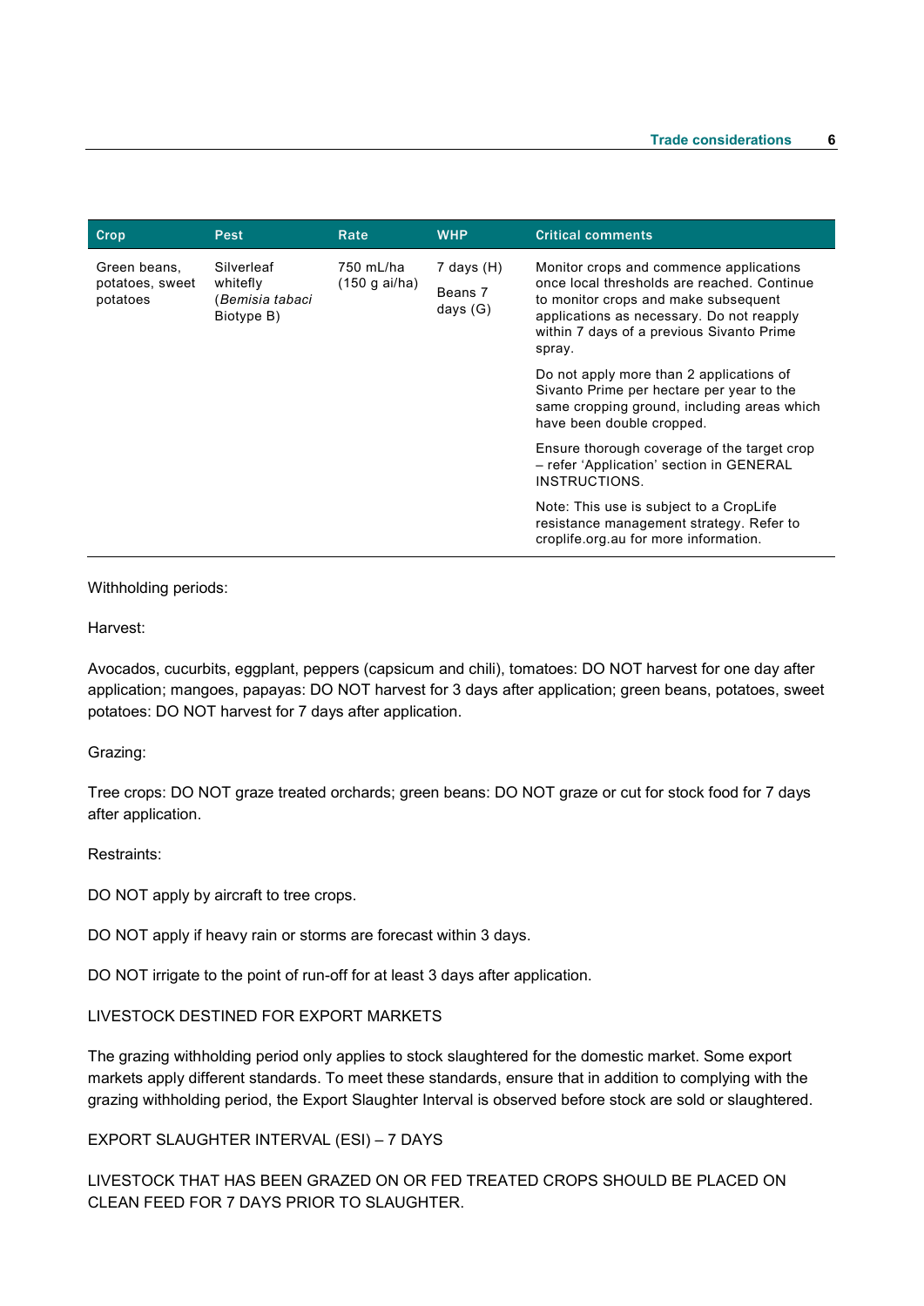| Crop | Pest | Rate | WHP | Critical comments |
| --- | --- | --- | --- | --- |
| Green beans, potatoes, sweet potatoes | Silverleaf whitefly (*Bemisia tabaci* Biotype B) | 750 mL/ha (150 g ai/ha) | 7 days (H)<br><br>Beans 7 days (G) | Monitor crops and commence applications once local thresholds are reached. Continue to monitor crops and make subsequent applications as necessary. Do not reapply within 7 days of a previous Sivanto Prime spray.<br><br>Do not apply more than 2 applications of Sivanto Prime per hectare per year to the same cropping ground, including areas which have been double cropped.<br><br>Ensure thorough coverage of the target crop – refer 'Application' section in GENERAL INSTRUCTIONS.<br><br>Note: This use is subject to a CropLife resistance management strategy. Refer to croplife.org.au for more information. |

Withholding periods:

Harvest:

Avocados, cucurbits, eggplant, peppers (capsicum and chili), tomatoes: DO NOT harvest for one day after application; mangoes, papayas: DO NOT harvest for 3 days after application; green beans, potatoes, sweet potatoes: DO NOT harvest for 7 days after application.

Grazing:

Tree crops: DO NOT graze treated orchards; green beans: DO NOT graze or cut for stock food for 7 days after application.

Restraints:

DO NOT apply by aircraft to tree crops.

DO NOT apply if heavy rain or storms are forecast within 3 days.

DO NOT irrigate to the point of run-off for at least 3 days after application.

LIVESTOCK DESTINED FOR EXPORT MARKETS

The grazing withholding period only applies to stock slaughtered for the domestic market. Some export markets apply different standards. To meet these standards, ensure that in addition to complying with the grazing withholding period, the Export Slaughter Interval is observed before stock are sold or slaughtered.

EXPORT SLAUGHTER INTERVAL (ESI) – 7 DAYS

LIVESTOCK THAT HAS BEEN GRAZED ON OR FED TREATED CROPS SHOULD BE PLACED ON CLEAN FEED FOR 7 DAYS PRIOR TO SLAUGHTER.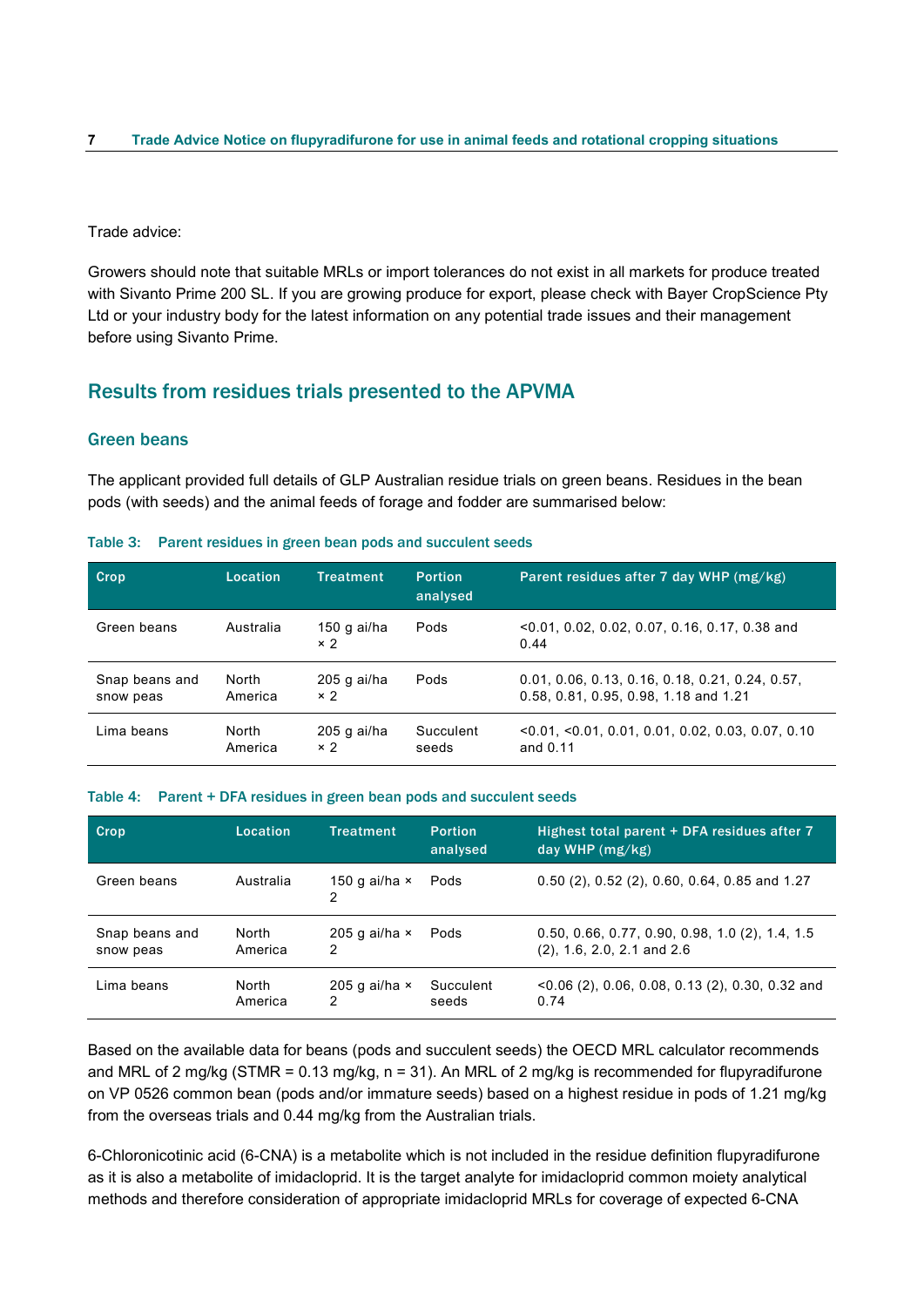Trade advice:

Growers should note that suitable MRLs or import tolerances do not exist in all markets for produce treated with Sivanto Prime 200 SL. If you are growing produce for export, please check with Bayer CropScience Pty Ltd or your industry body for the latest information on any potential trade issues and their management before using Sivanto Prime.

## Results from residues trials presented to the APVMA

### Green beans

The applicant provided full details of GLP Australian residue trials on green beans. Residues in the bean pods (with seeds) and the animal feeds of forage and fodder are summarised below:

Table 3: Parent residues in green bean pods and succulent seeds

| Crop | Location | Treatment | Portion analysed | Parent residues after 7 day WHP (mg/kg) |
| --- | --- | --- | --- | --- |
| Green beans | Australia | 150 g ai/ha × 2 | Pods | <0.01, 0.02, 0.02, 0.07, 0.16, 0.17, 0.38 and 0.44 |
| Snap beans and snow peas | North America | 205 g ai/ha × 2 | Pods | 0.01, 0.06, 0.13, 0.16, 0.18, 0.21, 0.24, 0.57, 0.58, 0.81, 0.95, 0.98, 1.18 and 1.21 |
| Lima beans | North America | 205 g ai/ha × 2 | Succulent seeds | <0.01, <0.01, 0.01, 0.01, 0.02, 0.03, 0.07, 0.10 and 0.11 |

Table 4: Parent + DFA residues in green bean pods and succulent seeds

| Crop | Location | Treatment | Portion analysed | Highest total parent + DFA residues after 7 day WHP (mg/kg) |
| --- | --- | --- | --- | --- |
| Green beans | Australia | 150 g ai/ha × 2 | Pods | 0.50 (2), 0.52 (2), 0.60, 0.64, 0.85 and 1.27 |
| Snap beans and snow peas | North America | 205 g ai/ha × 2 | Pods | 0.50, 0.66, 0.77, 0.90, 0.98, 1.0 (2), 1.4, 1.5 (2), 1.6, 2.0, 2.1 and 2.6 |
| Lima beans | North America | 205 g ai/ha × 2 | Succulent seeds | <0.06 (2), 0.06, 0.08, 0.13 (2), 0.30, 0.32 and 0.74 |

Based on the available data for beans (pods and succulent seeds) the OECD MRL calculator recommends and MRL of 2 mg/kg (STMR = 0.13 mg/kg, n = 31). An MRL of 2 mg/kg is recommended for flupyradifurone on VP 0526 common bean (pods and/or immature seeds) based on a highest residue in pods of 1.21 mg/kg from the overseas trials and 0.44 mg/kg from the Australian trials.

6-Chloronicotinic acid (6-CNA) is a metabolite which is not included in the residue definition flupyradifurone as it is also a metabolite of imidacloprid. It is the target analyte for imidacloprid common moiety analytical methods and therefore consideration of appropriate imidacloprid MRLs for coverage of expected 6-CNA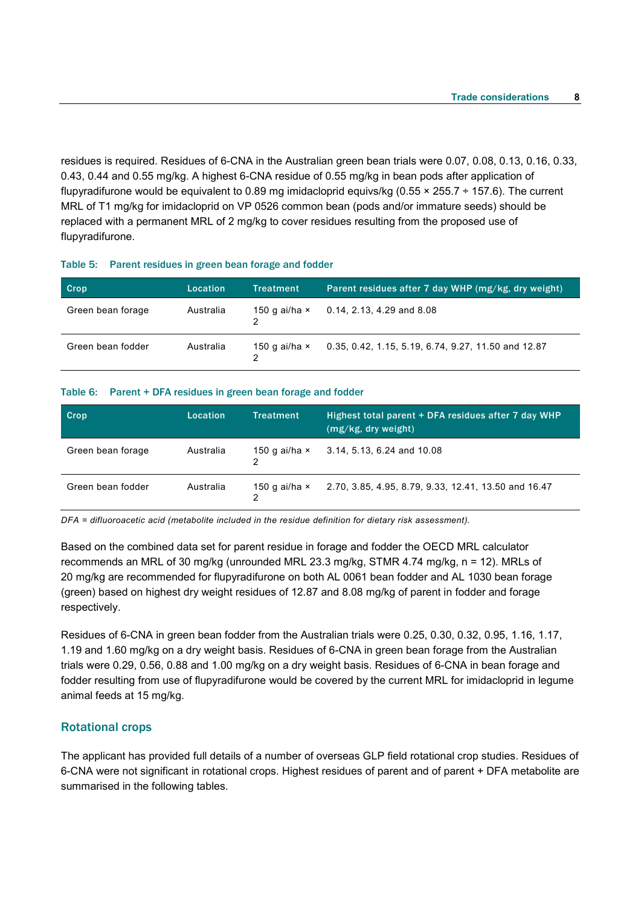residues is required. Residues of 6-CNA in the Australian green bean trials were 0.07, 0.08, 0.13, 0.16, 0.33, 0.43, 0.44 and 0.55 mg/kg. A highest 6-CNA residue of 0.55 mg/kg in bean pods after application of flupyradifurone would be equivalent to 0.89 mg imidacloprid equivs/kg (0.55 × 255.7 ÷ 157.6). The current MRL of T1 mg/kg for imidacloprid on VP 0526 common bean (pods and/or immature seeds) should be replaced with a permanent MRL of 2 mg/kg to cover residues resulting from the proposed use of flupyradifurone.

Table 5: Parent residues in green bean forage and fodder

| Crop | Location | Treatment | Parent residues after 7 day WHP (mg/kg, dry weight) |
|---|---|---|---|
| Green bean forage | Australia | 150 g ai/ha × 2 | 0.14, 2.13, 4.29 and 8.08 |
| Green bean fodder | Australia | 150 g ai/ha × 2 | 0.35, 0.42, 1.15, 5.19, 6.74, 9.27, 11.50 and 12.87 |

Table 6: Parent + DFA residues in green bean forage and fodder

| Crop | Location | Treatment | Highest total parent + DFA residues after 7 day WHP (mg/kg, dry weight) |
|---|---|---|---|
| Green bean forage | Australia | 150 g ai/ha × 2 | 3.14, 5.13, 6.24 and 10.08 |
| Green bean fodder | Australia | 150 g ai/ha × 2 | 2.70, 3.85, 4.95, 8.79, 9.33, 12.41, 13.50 and 16.47 |

*DFA = difluoroacetic acid (metabolite included in the residue definition for dietary risk assessment).*

Based on the combined data set for parent residue in forage and fodder the OECD MRL calculator recommends an MRL of 30 mg/kg (unrounded MRL 23.3 mg/kg, STMR 4.74 mg/kg, n = 12). MRLs of 20 mg/kg are recommended for flupyradifurone on both AL 0061 bean fodder and AL 1030 bean forage (green) based on highest dry weight residues of 12.87 and 8.08 mg/kg of parent in fodder and forage respectively.

Residues of 6-CNA in green bean fodder from the Australian trials were 0.25, 0.30, 0.32, 0.95, 1.16, 1.17, 1.19 and 1.60 mg/kg on a dry weight basis. Residues of 6-CNA in green bean forage from the Australian trials were 0.29, 0.56, 0.88 and 1.00 mg/kg on a dry weight basis. Residues of 6-CNA in bean forage and fodder resulting from use of flupyradifurone would be covered by the current MRL for imidacloprid in legume animal feeds at 15 mg/kg.

## Rotational crops

The applicant has provided full details of a number of overseas GLP field rotational crop studies. Residues of 6-CNA were not significant in rotational crops. Highest residues of parent and of parent + DFA metabolite are summarised in the following tables.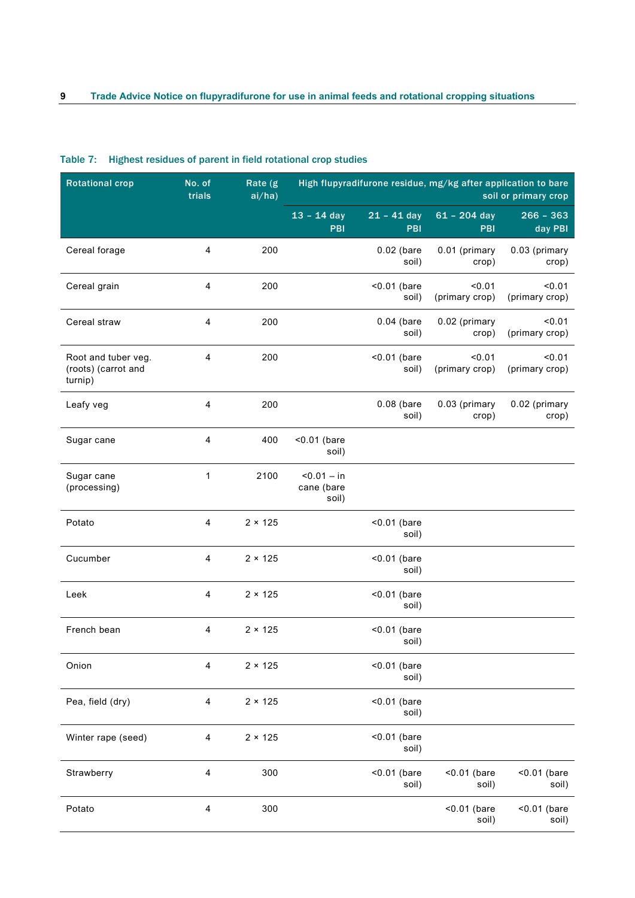Table 7: Highest residues of parent in field rotational crop studies

| Rotational crop | No. of trials | Rate (g ai/ha) | High flupyradifurone residue, mg/kg after application to bare soil or primary crop | | | |
|---|---|---|---|---|---|---|
| | | | 13 – 14 day PBI | 21 – 41 day PBI | 61 – 204 day PBI | 266 – 363 day PBI |
| Cereal forage | 4 | 200 | | 0.02 (bare soil) | 0.01 (primary crop) | 0.03 (primary crop) |
| Cereal grain | 4 | 200 | | <0.01 (bare soil) | <0.01 (primary crop) | <0.01 (primary crop) |
| Cereal straw | 4 | 200 | | 0.04 (bare soil) | 0.02 (primary crop) | <0.01 (primary crop) |
| Root and tuber veg. (roots) (carrot and turnip) | 4 | 200 | | <0.01 (bare soil) | <0.01 (primary crop) | <0.01 (primary crop) |
| Leafy veg | 4 | 200 | | 0.08 (bare soil) | 0.03 (primary crop) | 0.02 (primary crop) |
| Sugar cane | 4 | 400 | <0.01 (bare soil) | | | |
| Sugar cane (processing) | 1 | 2100 | <0.01 – in cane (bare soil) | | | |
| Potato | 4 | 2 × 125 | | <0.01 (bare soil) | | |
| Cucumber | 4 | 2 × 125 | | <0.01 (bare soil) | | |
| Leek | 4 | 2 × 125 | | <0.01 (bare soil) | | |
| French bean | 4 | 2 × 125 | | <0.01 (bare soil) | | |
| Onion | 4 | 2 × 125 | | <0.01 (bare soil) | | |
| Pea, field (dry) | 4 | 2 × 125 | | <0.01 (bare soil) | | |
| Winter rape (seed) | 4 | 2 × 125 | | <0.01 (bare soil) | | |
| Strawberry | 4 | 300 | | <0.01 (bare soil) | <0.01 (bare soil) | <0.01 (bare soil) |
| Potato | 4 | 300 | | | <0.01 (bare soil) | <0.01 (bare soil) |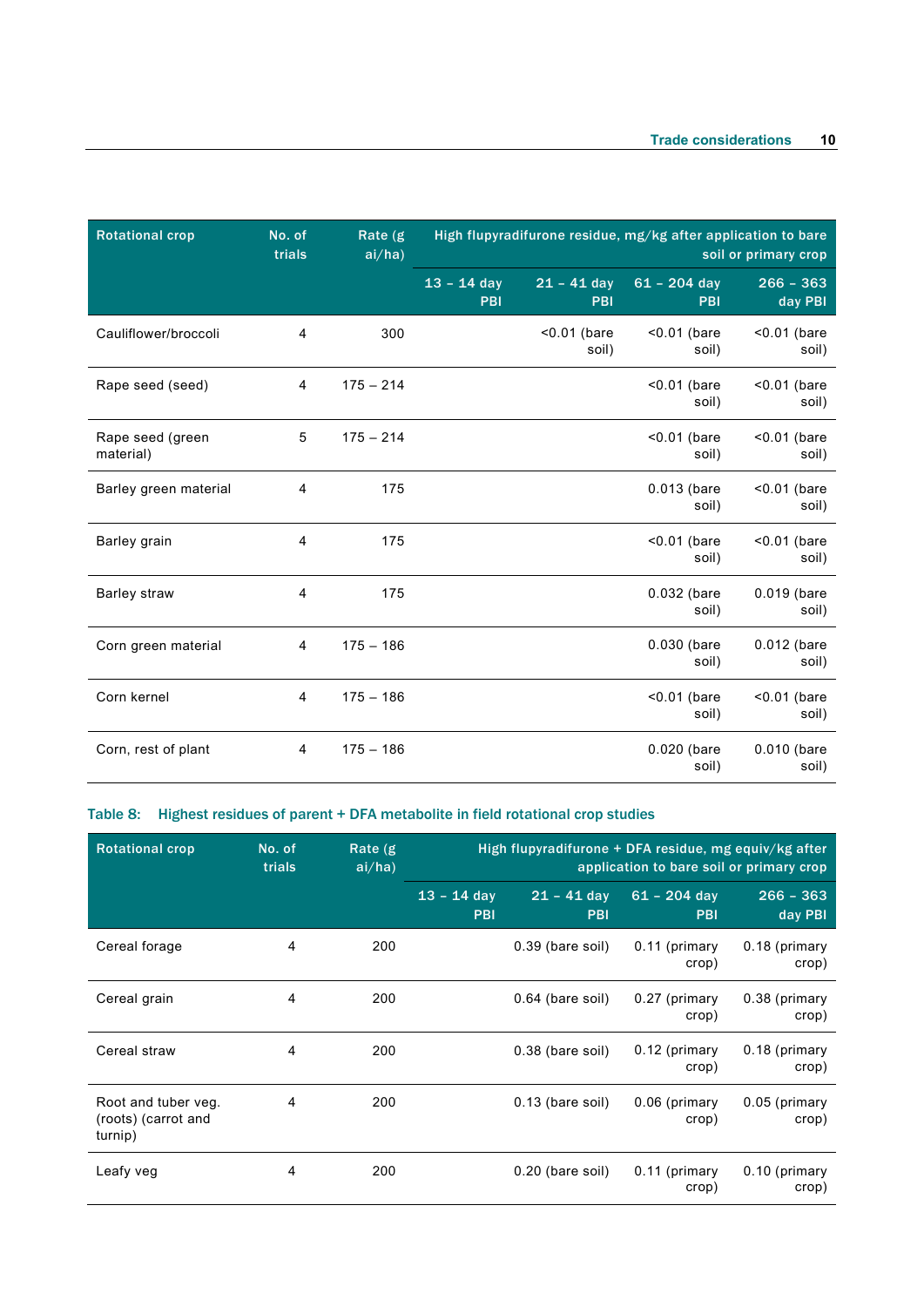| Rotational crop | No. of trials | Rate (g ai/ha) | High flupyradifurone residue, mg/kg after application to bare soil or primary crop | | | |
|---|---|---|---|---|---|---|
| | | | 13 – 14 day PBI | 21 – 41 day PBI | 61 – 204 day PBI | 266 – 363 day PBI |
| Cauliflower/broccoli | 4 | 300 | | <0.01 (bare soil) | <0.01 (bare soil) | <0.01 (bare soil) |
| Rape seed (seed) | 4 | 175 – 214 | | | <0.01 (bare soil) | <0.01 (bare soil) |
| Rape seed (green material) | 5 | 175 – 214 | | | <0.01 (bare soil) | <0.01 (bare soil) |
| Barley green material | 4 | 175 | | | 0.013 (bare soil) | <0.01 (bare soil) |
| Barley grain | 4 | 175 | | | <0.01 (bare soil) | <0.01 (bare soil) |
| Barley straw | 4 | 175 | | | 0.032 (bare soil) | 0.019 (bare soil) |
| Corn green material | 4 | 175 – 186 | | | 0.030 (bare soil) | 0.012 (bare soil) |
| Corn kernel | 4 | 175 – 186 | | | <0.01 (bare soil) | <0.01 (bare soil) |
| Corn, rest of plant | 4 | 175 – 186 | | | 0.020 (bare soil) | 0.010 (bare soil) |

Table 8: Highest residues of parent + DFA metabolite in field rotational crop studies

| Rotational crop | No. of trials | Rate (g ai/ha) | High flupyradifurone + DFA residue, mg equiv/kg after application to bare soil or primary crop | | | |
|---|---|---|---|---|---|---|
| | | | 13 – 14 day PBI | 21 – 41 day PBI | 61 – 204 day PBI | 266 – 363 day PBI |
| Cereal forage | 4 | 200 | | 0.39 (bare soil) | 0.11 (primary crop) | 0.18 (primary crop) |
| Cereal grain | 4 | 200 | | 0.64 (bare soil) | 0.27 (primary crop) | 0.38 (primary crop) |
| Cereal straw | 4 | 200 | | 0.38 (bare soil) | 0.12 (primary crop) | 0.18 (primary crop) |
| Root and tuber veg. (roots) (carrot and turnip) | 4 | 200 | | 0.13 (bare soil) | 0.06 (primary crop) | 0.05 (primary crop) |
| Leafy veg | 4 | 200 | | 0.20 (bare soil) | 0.11 (primary crop) | 0.10 (primary crop) |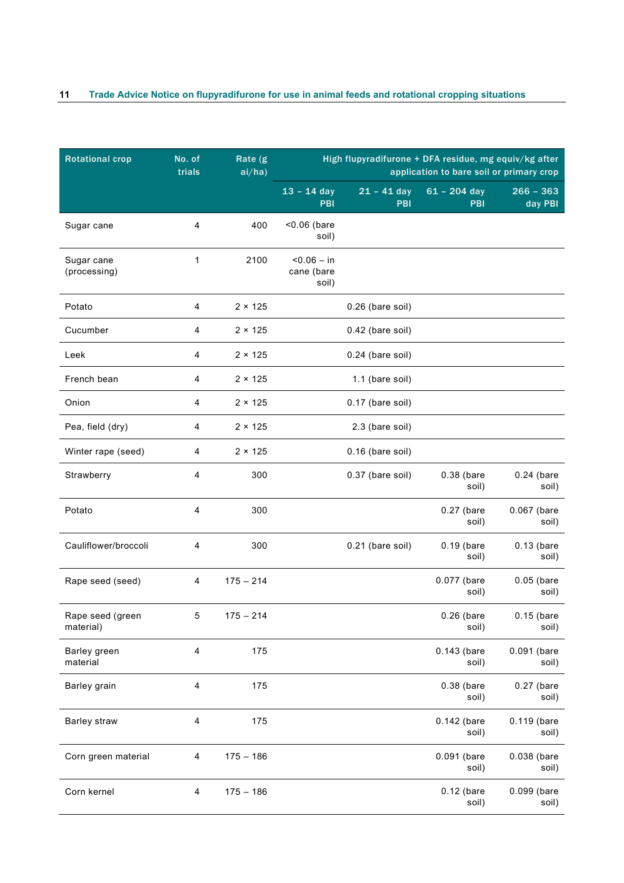| Rotational crop | No. of trials | Rate (g ai/ha) | High flupyradifurone + DFA residue, mg equiv/kg after application to bare soil or primary crop | | | |
|---|---|---|---|---|---|---|
| | | | 13 – 14 day PBI | 21 – 41 day PBI | 61 – 204 day PBI | 266 – 363 day PBI |
| Sugar cane | 4 | 400 | <0.06 (bare soil) | | | |
| Sugar cane (processing) | 1 | 2100 | <0.06 – in cane (bare soil) | | | |
| Potato | 4 | 2 × 125 | | 0.26 (bare soil) | | |
| Cucumber | 4 | 2 × 125 | | 0.42 (bare soil) | | |
| Leek | 4 | 2 × 125 | | 0.24 (bare soil) | | |
| French bean | 4 | 2 × 125 | | 1.1 (bare soil) | | |
| Onion | 4 | 2 × 125 | | 0.17 (bare soil) | | |
| Pea, field (dry) | 4 | 2 × 125 | | 2.3 (bare soil) | | |
| Winter rape (seed) | 4 | 2 × 125 | | 0.16 (bare soil) | | |
| Strawberry | 4 | 300 | | 0.37 (bare soil) | 0.38 (bare soil) | 0.24 (bare soil) |
| Potato | 4 | 300 | | | 0.27 (bare soil) | 0.067 (bare soil) |
| Cauliflower/broccoli | 4 | 300 | | 0.21 (bare soil) | 0.19 (bare soil) | 0.13 (bare soil) |
| Rape seed (seed) | 4 | 175 – 214 | | | 0.077 (bare soil) | 0.05 (bare soil) |
| Rape seed (green material) | 5 | 175 – 214 | | | 0.26 (bare soil) | 0.15 (bare soil) |
| Barley green material | 4 | 175 | | | 0.143 (bare soil) | 0.091 (bare soil) |
| Barley grain | 4 | 175 | | | 0.38 (bare soil) | 0.27 (bare soil) |
| Barley straw | 4 | 175 | | | 0.142 (bare soil) | 0.119 (bare soil) |
| Corn green material | 4 | 175 – 186 | | | 0.091 (bare soil) | 0.038 (bare soil) |
| Corn kernel | 4 | 175 – 186 | | | 0.12 (bare soil) | 0.099 (bare soil) |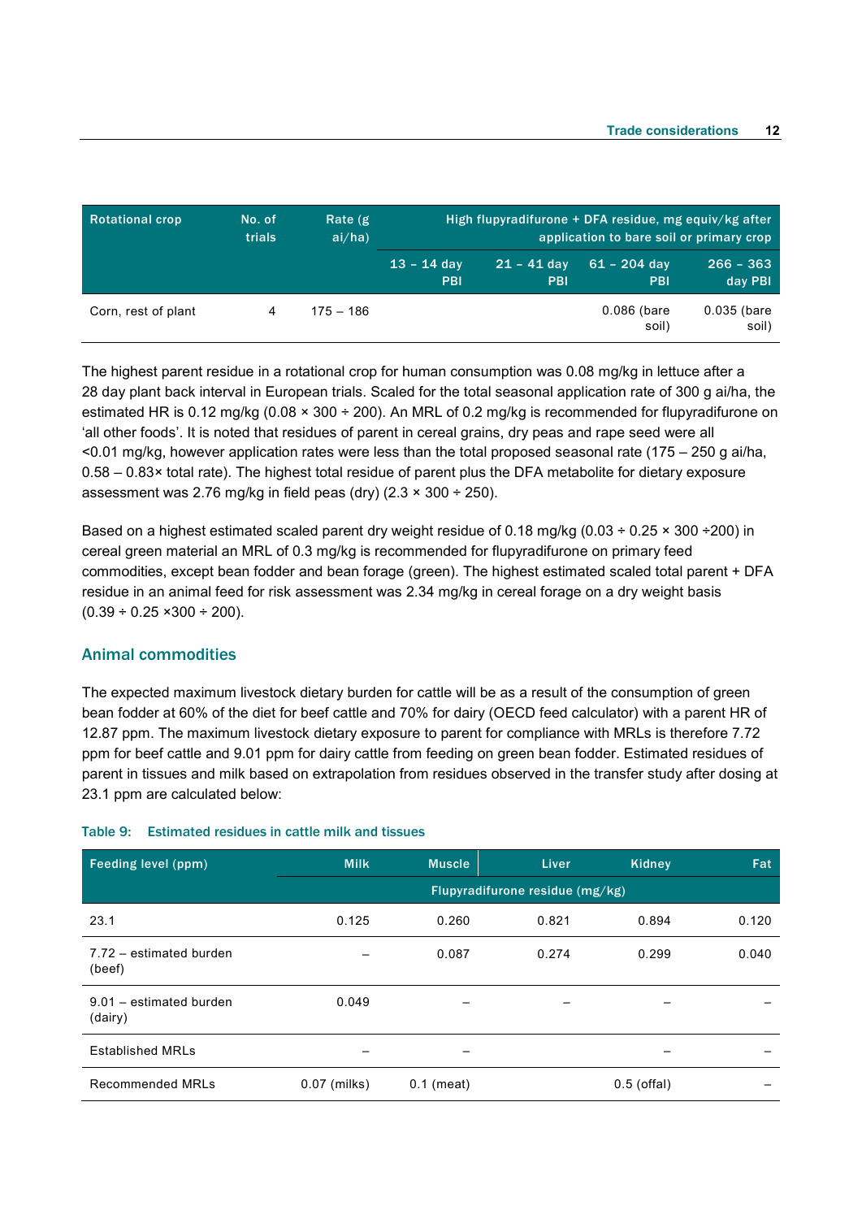| Rotational crop | No. of trials | Rate (g ai/ha) | High flupyradifurone + DFA residue, mg equiv/kg after application to bare soil or primary crop | | | |
|---|---|---|---|---|---|---|
| | | | 13 – 14 day PBI | 21 – 41 day PBI | 61 – 204 day PBI | 266 – 363 day PBI |
| Corn, rest of plant | 4 | 175 – 186 | | | 0.086 (bare soil) | 0.035 (bare soil) |

The highest parent residue in a rotational crop for human consumption was 0.08 mg/kg in lettuce after a 28 day plant back interval in European trials. Scaled for the total seasonal application rate of 300 g ai/ha, the estimated HR is 0.12 mg/kg (0.08 × 300 ÷ 200). An MRL of 0.2 mg/kg is recommended for flupyradifurone on 'all other foods'. It is noted that residues of parent in cereal grains, dry peas and rape seed were all <0.01 mg/kg, however application rates were less than the total proposed seasonal rate (175 – 250 g ai/ha, 0.58 – 0.83× total rate). The highest total residue of parent plus the DFA metabolite for dietary exposure assessment was 2.76 mg/kg in field peas (dry) (2.3 × 300 ÷ 250).

Based on a highest estimated scaled parent dry weight residue of 0.18 mg/kg (0.03 ÷ 0.25 × 300 ÷200) in cereal green material an MRL of 0.3 mg/kg is recommended for flupyradifurone on primary feed commodities, except bean fodder and bean forage (green). The highest estimated scaled total parent + DFA residue in an animal feed for risk assessment was 2.34 mg/kg in cereal forage on a dry weight basis (0.39 ÷ 0.25 ×300 ÷ 200).

## Animal commodities

The expected maximum livestock dietary burden for cattle will be as a result of the consumption of green bean fodder at 60% of the diet for beef cattle and 70% for dairy (OECD feed calculator) with a parent HR of 12.87 ppm. The maximum livestock dietary exposure to parent for compliance with MRLs is therefore 7.72 ppm for beef cattle and 9.01 ppm for dairy cattle from feeding on green bean fodder. Estimated residues of parent in tissues and milk based on extrapolation from residues observed in the transfer study after dosing at 23.1 ppm are calculated below:

**Table 9: Estimated residues in cattle milk and tissues**

| Feeding level (ppm) | Milk | Muscle | Liver | Kidney | Fat |
|---|---|---|---|---|---|
| | Flupyradifurone residue (mg/kg) | | | | |
| 23.1 | 0.125 | 0.260 | 0.821 | 0.894 | 0.120 |
| 7.72 – estimated burden (beef) | – | 0.087 | 0.274 | 0.299 | 0.040 |
| 9.01 – estimated burden (dairy) | 0.049 | – | – | – | – |
| Established MRLs | – | – | | – | – |
| Recommended MRLs | 0.07 (milks) | 0.1 (meat) | | 0.5 (offal) | – |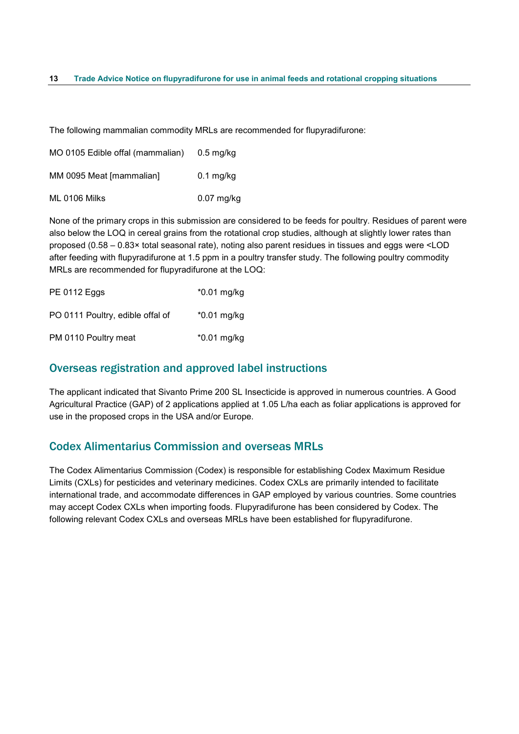The following mammalian commodity MRLs are recommended for flupyradifurone:

| | |
|---|---|
| MO 0105 Edible offal (mammalian) | 0.5 mg/kg |
| MM 0095 Meat [mammalian] | 0.1 mg/kg |
| ML 0106 Milks | 0.07 mg/kg |

None of the primary crops in this submission are considered to be feeds for poultry. Residues of parent were also below the LOQ in cereal grains from the rotational crop studies, although at slightly lower rates than proposed (0.58 – 0.83× total seasonal rate), noting also parent residues in tissues and eggs were <LOD after feeding with flupyradifurone at 1.5 ppm in a poultry transfer study. The following poultry commodity MRLs are recommended for flupyradifurone at the LOQ:

| | |
|---|---|
| PE 0112 Eggs | *0.01 mg/kg |
| PO 0111 Poultry, edible offal of | *0.01 mg/kg |
| PM 0110 Poultry meat | *0.01 mg/kg |

## Overseas registration and approved label instructions

The applicant indicated that Sivanto Prime 200 SL Insecticide is approved in numerous countries. A Good Agricultural Practice (GAP) of 2 applications applied at 1.05 L/ha each as foliar applications is approved for use in the proposed crops in the USA and/or Europe.

## Codex Alimentarius Commission and overseas MRLs

The Codex Alimentarius Commission (Codex) is responsible for establishing Codex Maximum Residue Limits (CXLs) for pesticides and veterinary medicines. Codex CXLs are primarily intended to facilitate international trade, and accommodate differences in GAP employed by various countries. Some countries may accept Codex CXLs when importing foods. Flupyradifurone has been considered by Codex. The following relevant Codex CXLs and overseas MRLs have been established for flupyradifurone.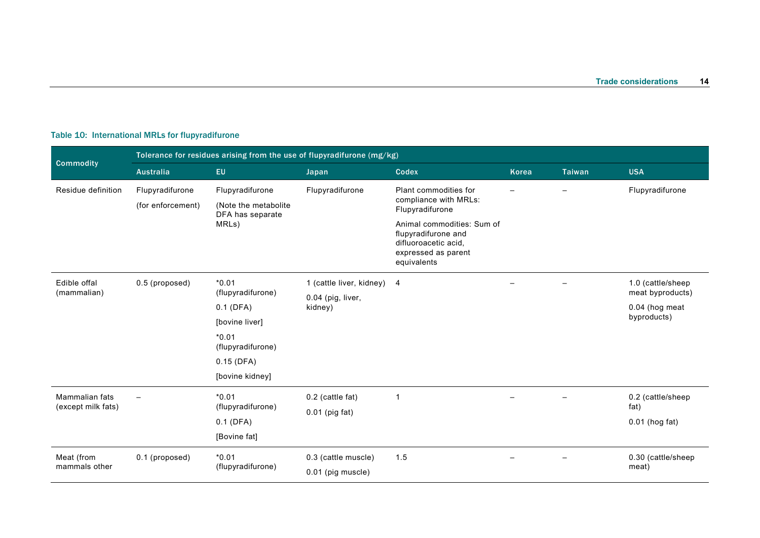Table 10: International MRLs for flupyradifurone

| Commodity | Tolerance for residues arising from the use of flupyradifurone (mg/kg) | | | | | | |
|---|---|---|---|---|---|---|---|
| | Australia | EU | Japan | Codex | Korea | Taiwan | USA |
| Residue definition | Flupyradifurone (for enforcement) | Flupyradifurone (Note the metabolite DFA has separate MRLs) | Flupyradifurone | Plant commodities for compliance with MRLs: Flupyradifurone<br>Animal commodities: Sum of flupyradifurone and difluoroacetic acid, expressed as parent equivalents | – | – | Flupyradifurone |
| Edible offal (mammalian) | 0.5 (proposed) | *0.01 (flupyradifurone)<br>0.1 (DFA)<br>[bovine liver]<br>*0.01 (flupyradifurone)<br>0.15 (DFA)<br>[bovine kidney] | 1 (cattle liver, kidney)<br>0.04 (pig, liver, kidney) | 4 | – | – | 1.0 (cattle/sheep meat byproducts)<br>0.04 (hog meat byproducts) |
| Mammalian fats (except milk fats) | – | *0.01 (flupyradifurone)<br>0.1 (DFA)<br>[Bovine fat] | 0.2 (cattle fat)<br>0.01 (pig fat) | 1 | – | – | 0.2 (cattle/sheep fat)<br>0.01 (hog fat) |
| Meat (from mammals other | 0.1 (proposed) | *0.01 (flupyradifurone) | 0.3 (cattle muscle)<br>0.01 (pig muscle) | 1.5 | – | – | 0.30 (cattle/sheep meat) |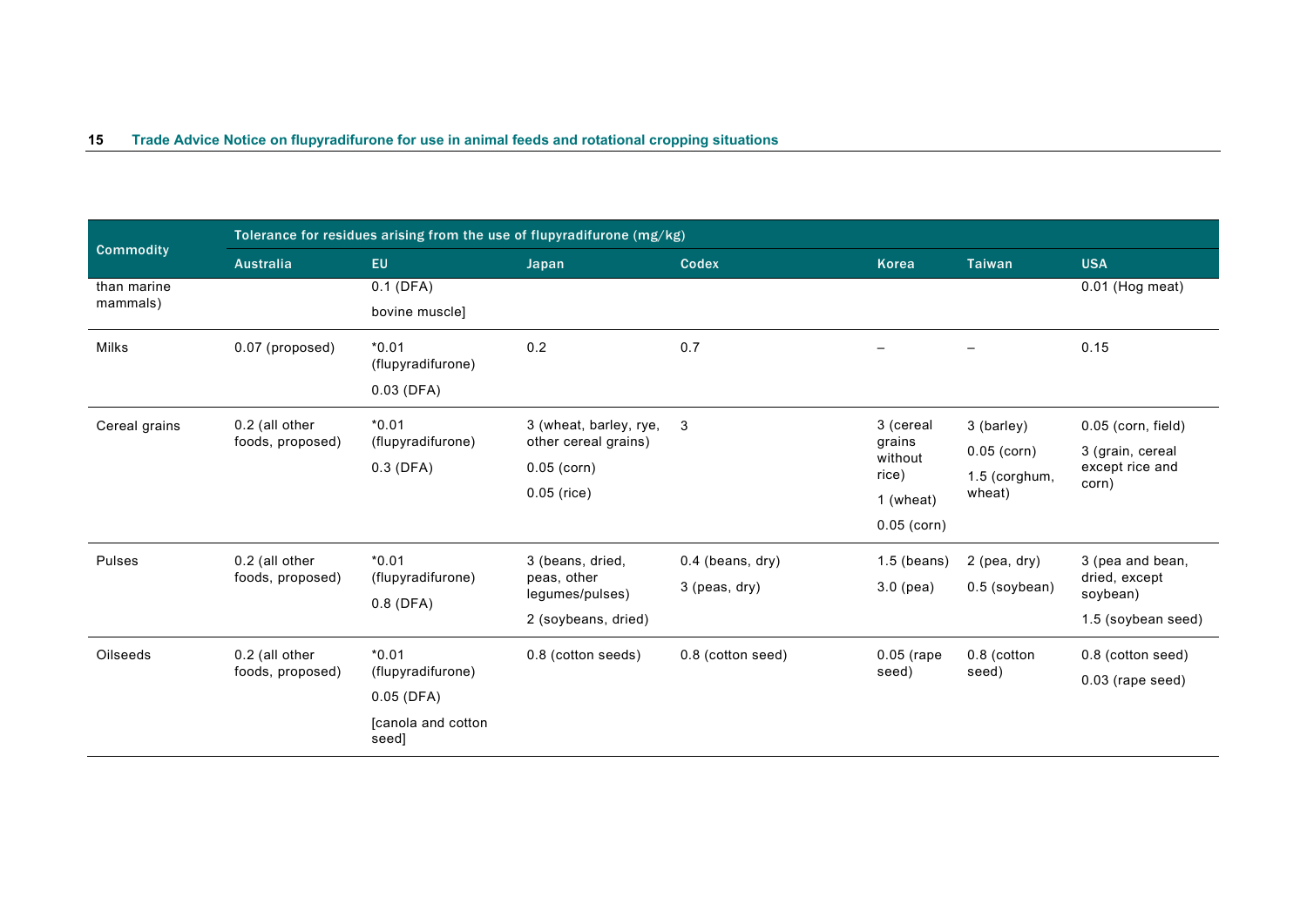| Commodity | Tolerance for residues arising from the use of flupyradifurone (mg/kg) | | | | | | |
|---|---|---|---|---|---|---|---|
| | Australia | EU | Japan | Codex | Korea | Taiwan | USA |
| than marine mammals) | | 0.1 (DFA)<br>bovine muscle] | | | | | 0.01 (Hog meat) |
| Milks | 0.07 (proposed) | *0.01 (flupyradifurone)<br>0.03 (DFA) | 0.2 | 0.7 | – | – | 0.15 |
| Cereal grains | 0.2 (all other foods, proposed) | *0.01 (flupyradifurone)<br>0.3 (DFA) | 3 (wheat, barley, rye, other cereal grains)<br>0.05 (corn)<br>0.05 (rice) | 3 | 3 (cereal grains without rice)<br>1 (wheat)<br>0.05 (corn) | 3 (barley)<br>0.05 (corn)<br>1.5 (corghum, wheat) | 0.05 (corn, field)<br>3 (grain, cereal except rice and corn) |
| Pulses | 0.2 (all other foods, proposed) | *0.01 (flupyradifurone)<br>0.8 (DFA) | 3 (beans, dried, peas, other legumes/pulses)<br>2 (soybeans, dried) | 0.4 (beans, dry)<br>3 (peas, dry) | 1.5 (beans)<br>3.0 (pea) | 2 (pea, dry)<br>0.5 (soybean) | 3 (pea and bean, dried, except soybean)<br>1.5 (soybean seed) |
| Oilseeds | 0.2 (all other foods, proposed) | *0.01 (flupyradifurone)<br>0.05 (DFA)<br>[canola and cotton seed] | 0.8 (cotton seeds) | 0.8 (cotton seed) | 0.05 (rape seed) | 0.8 (cotton seed) | 0.8 (cotton seed)<br>0.03 (rape seed) |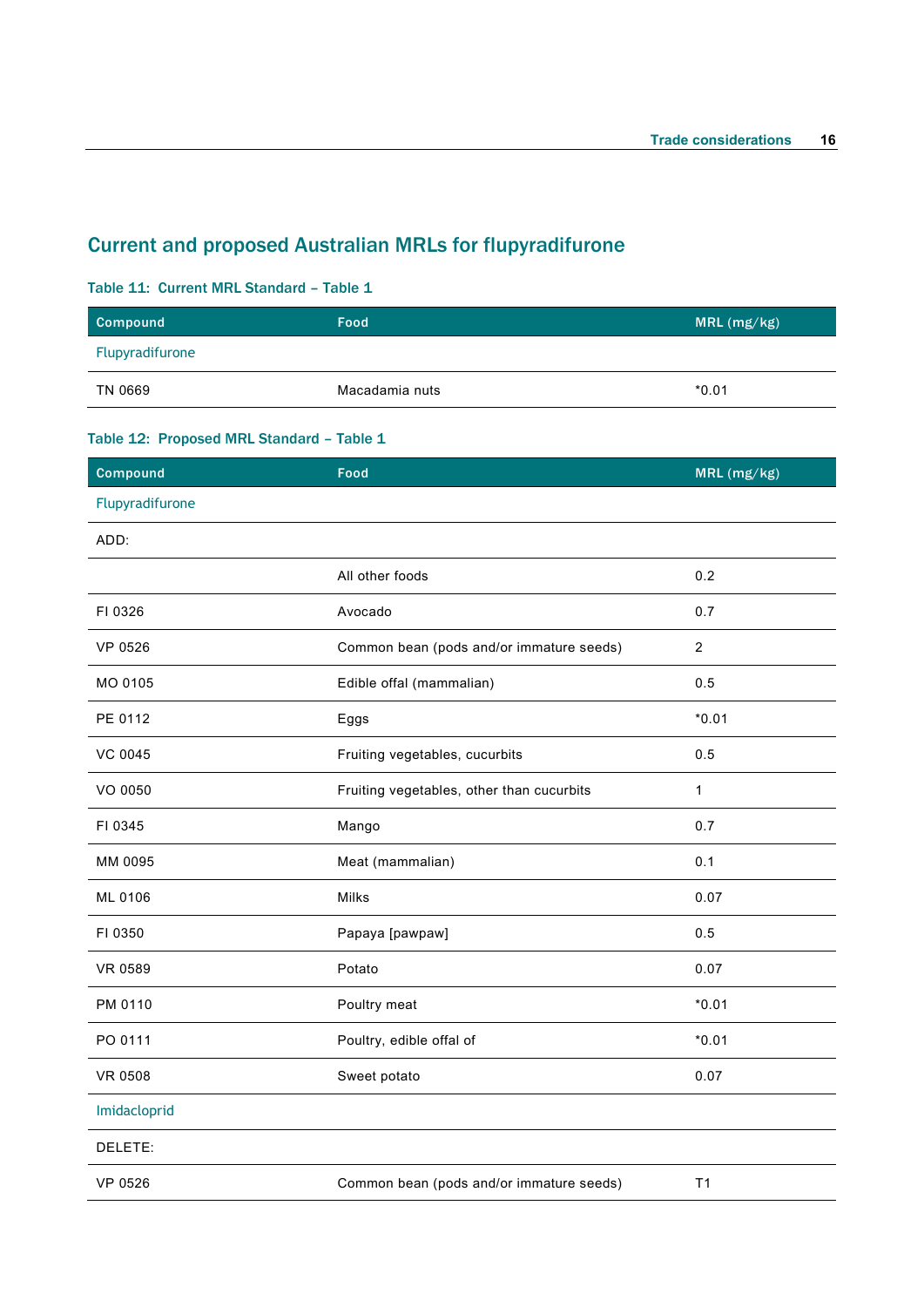## Current and proposed Australian MRLs for flupyradifurone

### Table 11: Current MRL Standard – Table 1

| Compound | Food | MRL (mg/kg) |
|---|---|---|
| Flupyradifurone | | |
| TN 0669 | Macadamia nuts | *0.01 |

### Table 12: Proposed MRL Standard – Table 1

| Compound | Food | MRL (mg/kg) |
|---|---|---|
| Flupyradifurone | | |
| ADD: | | |
| | All other foods | 0.2 |
| FI 0326 | Avocado | 0.7 |
| VP 0526 | Common bean (pods and/or immature seeds) | 2 |
| MO 0105 | Edible offal (mammalian) | 0.5 |
| PE 0112 | Eggs | *0.01 |
| VC 0045 | Fruiting vegetables, cucurbits | 0.5 |
| VO 0050 | Fruiting vegetables, other than cucurbits | 1 |
| FI 0345 | Mango | 0.7 |
| MM 0095 | Meat (mammalian) | 0.1 |
| ML 0106 | Milks | 0.07 |
| FI 0350 | Papaya [pawpaw] | 0.5 |
| VR 0589 | Potato | 0.07 |
| PM 0110 | Poultry meat | *0.01 |
| PO 0111 | Poultry, edible offal of | *0.01 |
| VR 0508 | Sweet potato | 0.07 |
| Imidacloprid | | |
| DELETE: | | |
| VP 0526 | Common bean (pods and/or immature seeds) | T1 |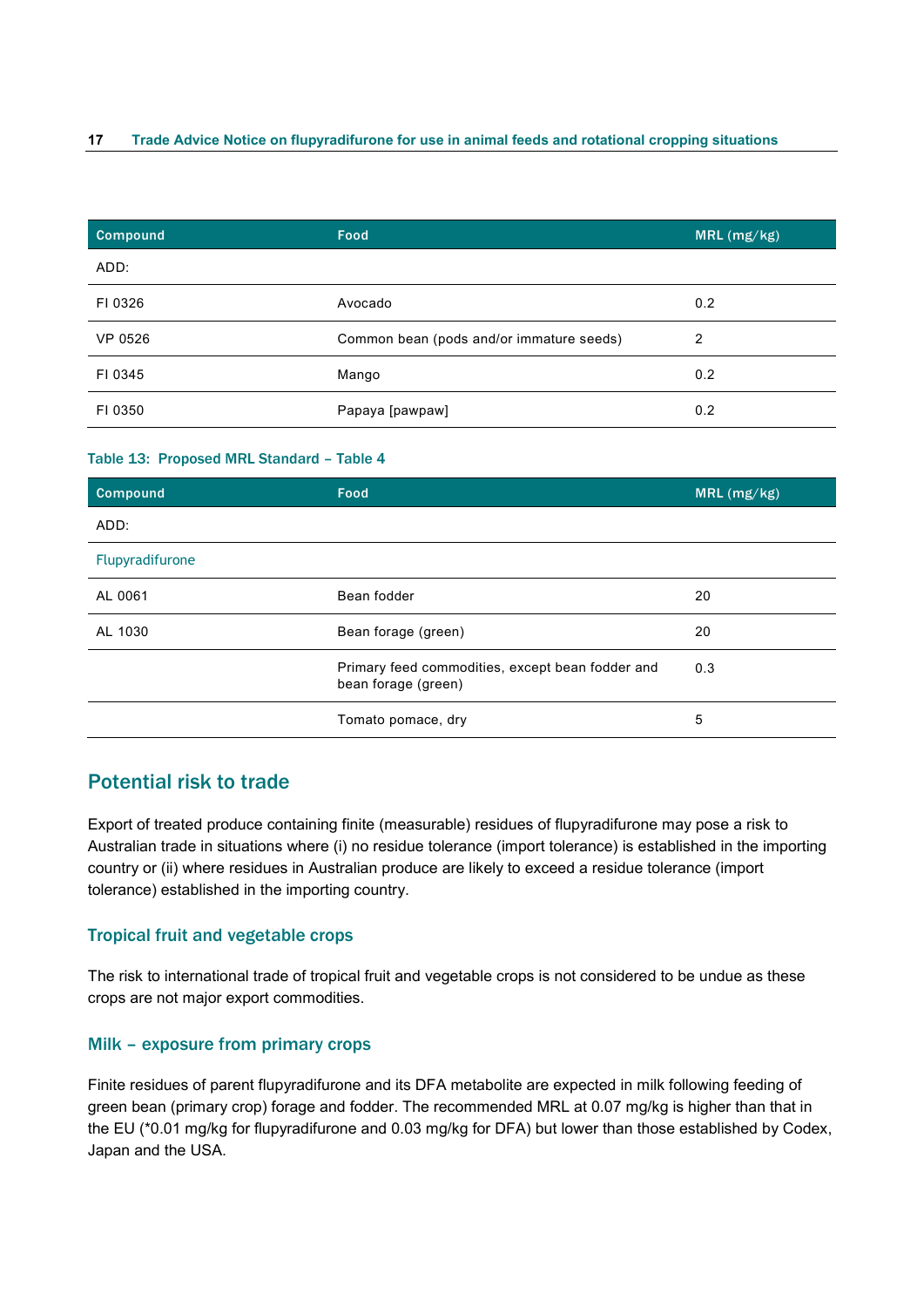| Compound | Food | MRL (mg/kg) |
|---|---|---|
| ADD: | | |
| FI 0326 | Avocado | 0.2 |
| VP 0526 | Common bean (pods and/or immature seeds) | 2 |
| FI 0345 | Mango | 0.2 |
| FI 0350 | Papaya [pawpaw] | 0.2 |

Table 13: Proposed MRL Standard – Table 4

| Compound | Food | MRL (mg/kg) |
|---|---|---|
| ADD: | | |
| Flupyradifurone | | |
| AL 0061 | Bean fodder | 20 |
| AL 1030 | Bean forage (green) | 20 |
| | Primary feed commodities, except bean fodder and bean forage (green) | 0.3 |
| | Tomato pomace, dry | 5 |

## Potential risk to trade

Export of treated produce containing finite (measurable) residues of flupyradifurone may pose a risk to Australian trade in situations where (i) no residue tolerance (import tolerance) is established in the importing country or (ii) where residues in Australian produce are likely to exceed a residue tolerance (import tolerance) established in the importing country.

### Tropical fruit and vegetable crops

The risk to international trade of tropical fruit and vegetable crops is not considered to be undue as these crops are not major export commodities.

### Milk – exposure from primary crops

Finite residues of parent flupyradifurone and its DFA metabolite are expected in milk following feeding of green bean (primary crop) forage and fodder. The recommended MRL at 0.07 mg/kg is higher than that in the EU (*0.01 mg/kg for flupyradifurone and 0.03 mg/kg for DFA) but lower than those established by Codex, Japan and the USA.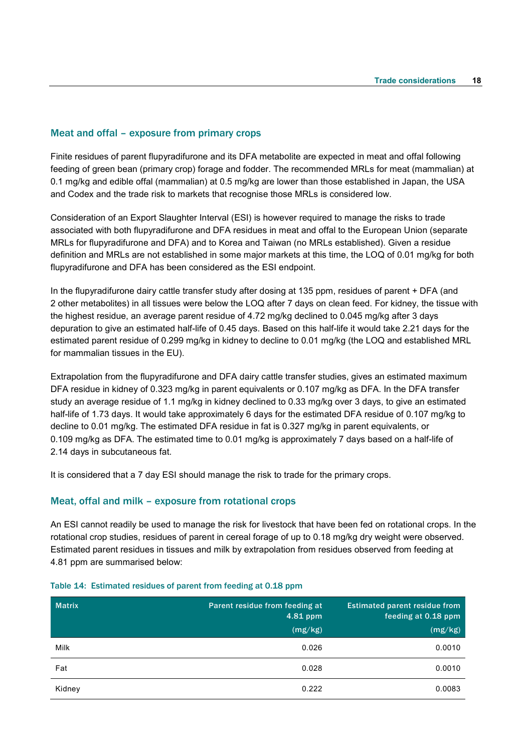## Meat and offal – exposure from primary crops

Finite residues of parent flupyradifurone and its DFA metabolite are expected in meat and offal following feeding of green bean (primary crop) forage and fodder. The recommended MRLs for meat (mammalian) at 0.1 mg/kg and edible offal (mammalian) at 0.5 mg/kg are lower than those established in Japan, the USA and Codex and the trade risk to markets that recognise those MRLs is considered low.

Consideration of an Export Slaughter Interval (ESI) is however required to manage the risks to trade associated with both flupyradifurone and DFA residues in meat and offal to the European Union (separate MRLs for flupyradifurone and DFA) and to Korea and Taiwan (no MRLs established). Given a residue definition and MRLs are not established in some major markets at this time, the LOQ of 0.01 mg/kg for both flupyradifurone and DFA has been considered as the ESI endpoint.

In the flupyradifurone dairy cattle transfer study after dosing at 135 ppm, residues of parent + DFA (and 2 other metabolites) in all tissues were below the LOQ after 7 days on clean feed. For kidney, the tissue with the highest residue, an average parent residue of 4.72 mg/kg declined to 0.045 mg/kg after 3 days depuration to give an estimated half-life of 0.45 days. Based on this half-life it would take 2.21 days for the estimated parent residue of 0.299 mg/kg in kidney to decline to 0.01 mg/kg (the LOQ and established MRL for mammalian tissues in the EU).

Extrapolation from the flupyradifurone and DFA dairy cattle transfer studies, gives an estimated maximum DFA residue in kidney of 0.323 mg/kg in parent equivalents or 0.107 mg/kg as DFA. In the DFA transfer study an average residue of 1.1 mg/kg in kidney declined to 0.33 mg/kg over 3 days, to give an estimated half-life of 1.73 days. It would take approximately 6 days for the estimated DFA residue of 0.107 mg/kg to decline to 0.01 mg/kg. The estimated DFA residue in fat is 0.327 mg/kg in parent equivalents, or 0.109 mg/kg as DFA. The estimated time to 0.01 mg/kg is approximately 7 days based on a half-life of 2.14 days in subcutaneous fat.

It is considered that a 7 day ESI should manage the risk to trade for the primary crops.

## Meat, offal and milk – exposure from rotational crops

An ESI cannot readily be used to manage the risk for livestock that have been fed on rotational crops. In the rotational crop studies, residues of parent in cereal forage of up to 0.18 mg/kg dry weight were observed. Estimated parent residues in tissues and milk by extrapolation from residues observed from feeding at 4.81 ppm are summarised below:

Table 14: Estimated residues of parent from feeding at 0.18 ppm

| Matrix | Parent residue from feeding at 4.81 ppm (mg/kg) | Estimated parent residue from feeding at 0.18 ppm (mg/kg) |
|---|---|---|
| Milk | 0.026 | 0.0010 |
| Fat | 0.028 | 0.0010 |
| Kidney | 0.222 | 0.0083 |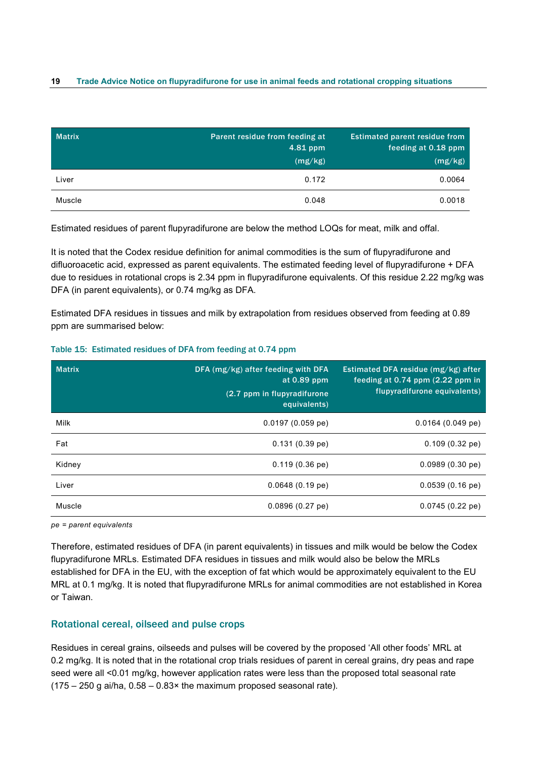| Matrix | Parent residue from feeding at 4.81 ppm (mg/kg) | Estimated parent residue from feeding at 0.18 ppm (mg/kg) |
|---|---|---|
| Liver | 0.172 | 0.0064 |
| Muscle | 0.048 | 0.0018 |

Estimated residues of parent flupyradifurone are below the method LOQs for meat, milk and offal.

It is noted that the Codex residue definition for animal commodities is the sum of flupyradifurone and difluoroacetic acid, expressed as parent equivalents. The estimated feeding level of flupyradifurone + DFA due to residues in rotational crops is 2.34 ppm in flupyradifurone equivalents. Of this residue 2.22 mg/kg was DFA (in parent equivalents), or 0.74 mg/kg as DFA.

Estimated DFA residues in tissues and milk by extrapolation from residues observed from feeding at 0.89 ppm are summarised below:

Table 15: Estimated residues of DFA from feeding at 0.74 ppm

| Matrix | DFA (mg/kg) after feeding with DFA at 0.89 ppm (2.7 ppm in flupyradifurone equivalents) | Estimated DFA residue (mg/kg) after feeding at 0.74 ppm (2.22 ppm in flupyradifurone equivalents) |
|---|---|---|
| Milk | 0.0197 (0.059 pe) | 0.0164 (0.049 pe) |
| Fat | 0.131 (0.39 pe) | 0.109 (0.32 pe) |
| Kidney | 0.119 (0.36 pe) | 0.0989 (0.30 pe) |
| Liver | 0.0648 (0.19 pe) | 0.0539 (0.16 pe) |
| Muscle | 0.0896 (0.27 pe) | 0.0745 (0.22 pe) |

*pe = parent equivalents*

Therefore, estimated residues of DFA (in parent equivalents) in tissues and milk would be below the Codex flupyradifurone MRLs. Estimated DFA residues in tissues and milk would also be below the MRLs established for DFA in the EU, with the exception of fat which would be approximately equivalent to the EU MRL at 0.1 mg/kg. It is noted that flupyradifurone MRLs for animal commodities are not established in Korea or Taiwan.

## Rotational cereal, oilseed and pulse crops

Residues in cereal grains, oilseeds and pulses will be covered by the proposed 'All other foods' MRL at 0.2 mg/kg. It is noted that in the rotational crop trials residues of parent in cereal grains, dry peas and rape seed were all <0.01 mg/kg, however application rates were less than the proposed total seasonal rate (175 – 250 g ai/ha, 0.58 – 0.83× the maximum proposed seasonal rate).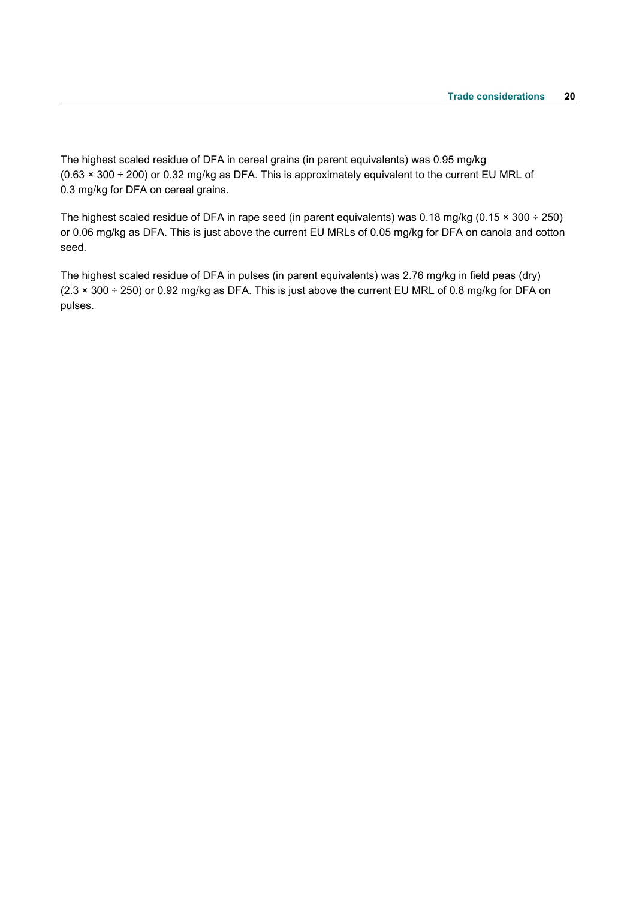The highest scaled residue of DFA in cereal grains (in parent equivalents) was 0.95 mg/kg ($0.63 \times 300 \div 200$) or 0.32 mg/kg as DFA. This is approximately equivalent to the current EU MRL of 0.3 mg/kg for DFA on cereal grains.

The highest scaled residue of DFA in rape seed (in parent equivalents) was 0.18 mg/kg ($0.15 \times 300 \div 250$) or 0.06 mg/kg as DFA. This is just above the current EU MRLs of 0.05 mg/kg for DFA on canola and cotton seed.

The highest scaled residue of DFA in pulses (in parent equivalents) was 2.76 mg/kg in field peas (dry) ($2.3 \times 300 \div 250$) or 0.92 mg/kg as DFA. This is just above the current EU MRL of 0.8 mg/kg for DFA on pulses.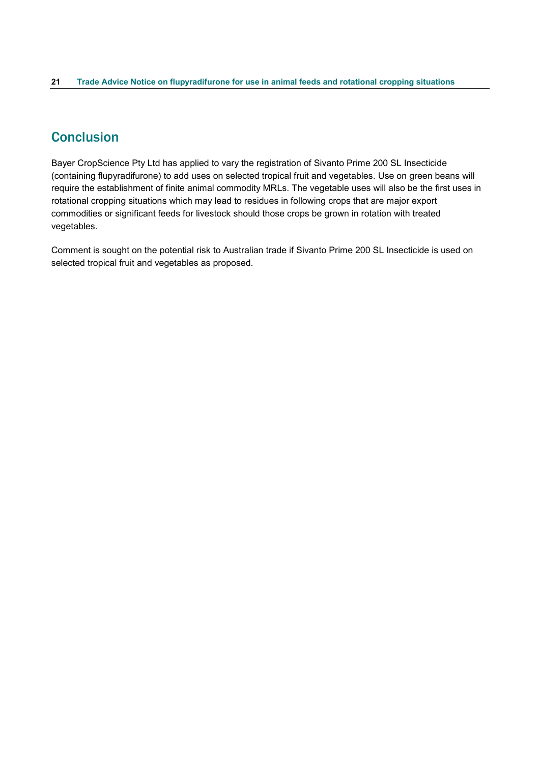## Conclusion

Bayer CropScience Pty Ltd has applied to vary the registration of Sivanto Prime 200 SL Insecticide (containing flupyradifurone) to add uses on selected tropical fruit and vegetables. Use on green beans will require the establishment of finite animal commodity MRLs. The vegetable uses will also be the first uses in rotational cropping situations which may lead to residues in following crops that are major export commodities or significant feeds for livestock should those crops be grown in rotation with treated vegetables.

Comment is sought on the potential risk to Australian trade if Sivanto Prime 200 SL Insecticide is used on selected tropical fruit and vegetables as proposed.